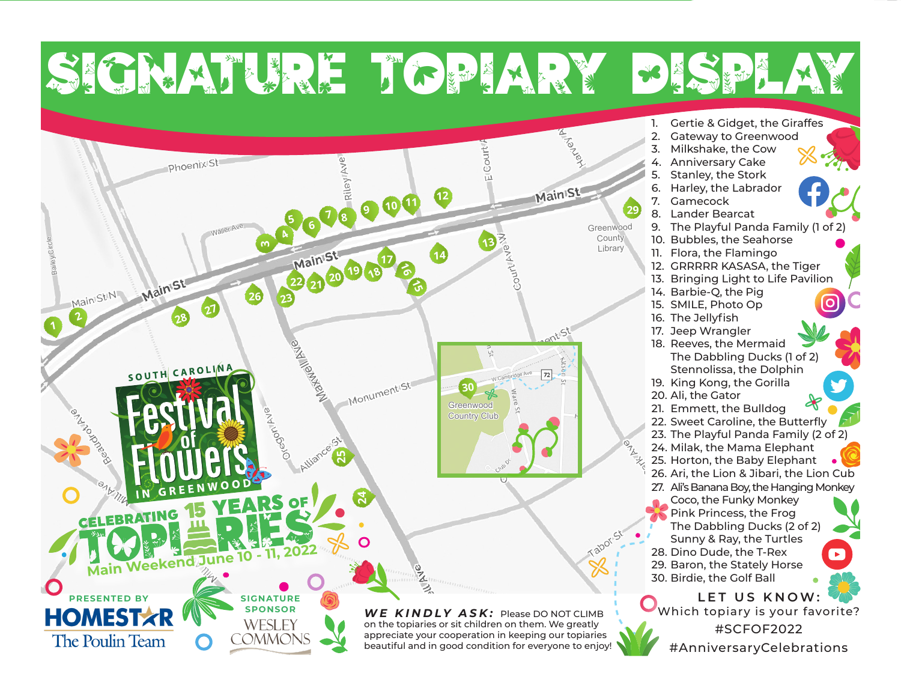# SIGNATURE TOPIARY DISPLAY

1. Gertie & Gidget, the Giraffes
2. Gateway to Greenwood
3. Milkshake, the Cow
4. Anniversary Cake
5. Stanley, the Stork
6. Harley, the Labrador
7. Gamecock
8. Lander Bearcat
9. The Playful Panda Family (1 of 2)
10. Bubbles, the Seahorse
11. Flora, the Flamingo
12. GRRRRR KASASA, the Tiger
13. Bringing Light to Life Pavilion
14. Barbie-Q, the Pig
15. SMILE, Photo Op
16. The Jellyfish
17. Jeep Wrangler
18. Reeves, the Mermaid
    The Dabbling Ducks (1 of 2)
    Stennolissa, the Dolphin
19. King Kong, the Gorilla
20. Ali, the Gator
21. Emmett, the Bulldog
22. Sweet Caroline, the Butterfly
23. The Playful Panda Family (2 of 2)
24. Milak, the Mama Elephant
25. Horton, the Baby Elephant
26. Ari, the Lion & Jibari, the Lion Cub
27. Ali's Banana Boy, the Hanging Monkey
    Coco, the Funky Monkey
    Pink Princess, the Frog
    The Dabbling Ducks (2 of 2)
    Sunny & Ray, the Turtles
28. Dino Dude, the T-Rex
29. Baron, the Stately Horse
30. Birdie, the Golf Ball

SOUTH CAROLINA Festival of Flowers IN GREENWOOD

CELEBRATING 15 YEARS OF TOPIARIES

Main Weekend June 10 - 11, 2022

PRESENTED BY HOMESTAR The Poulin Team

SIGNATURE SPONSOR WESLEY COMMONS

**WE KINDLY ASK:** Please DO NOT CLIMB on the topiaries or sit children on them. We greatly appreciate your cooperation in keeping our topiaries beautiful and in good condition for everyone to enjoy!

**LET US KNOW:**
Which topiary is your favorite?
#SCFOF2022
#AnniversaryCelebrations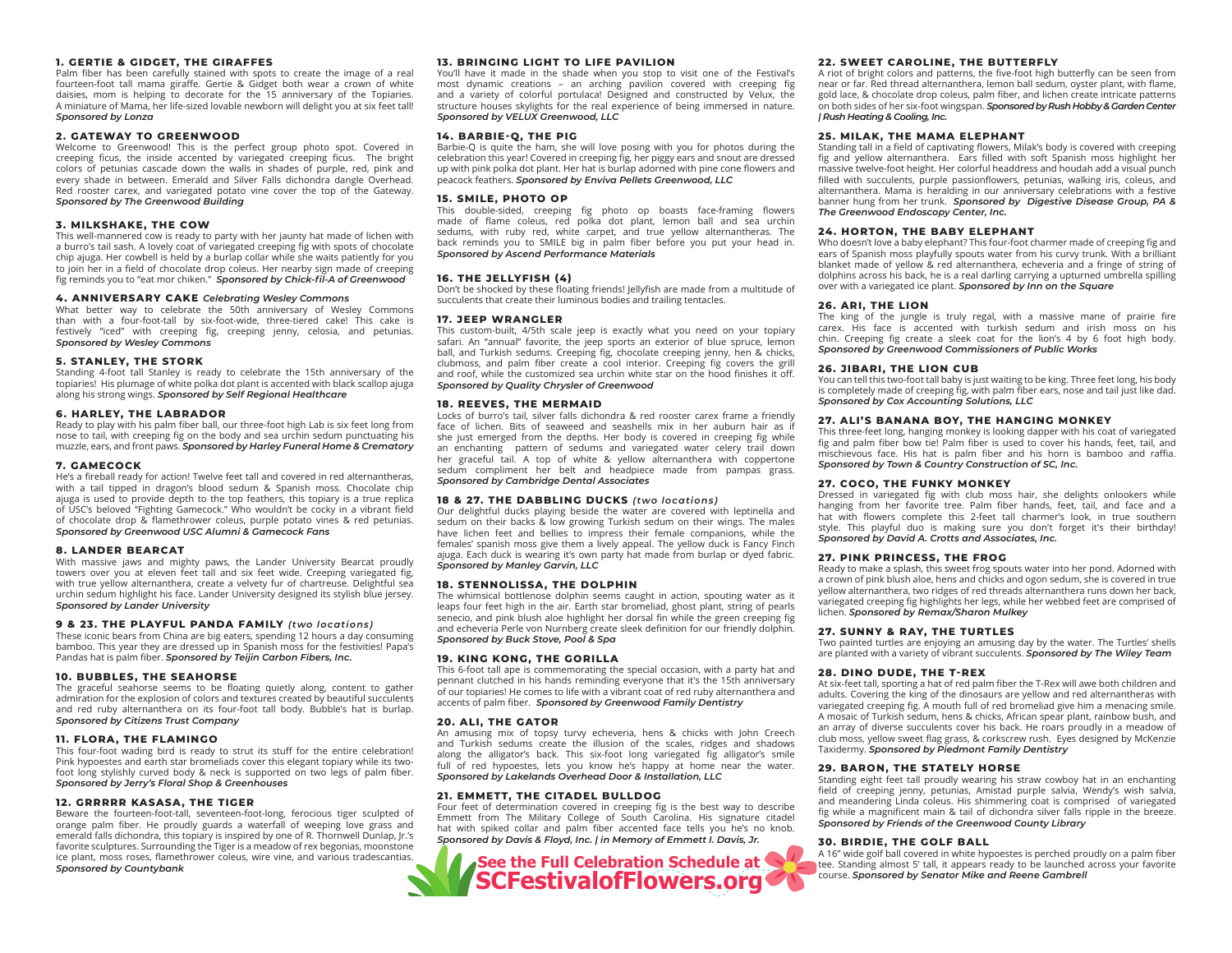### 1. GERTIE & GIDGET, THE GIRAFFES

Palm fiber has been carefully stained with spots to create the image of a real fourteen-foot tall mama giraffe. Gertie & Gidget both wear a crown of white daisies, mom is helping to decorate for the 15 anniversary of the Topiaries. A miniature of Mama, her life-sized lovable newborn will delight you at six feet tall! ***Sponsored by Lonza***

### 2. GATEWAY TO GREENWOOD

Welcome to Greenwood! This is the perfect group photo spot. Covered in creeping ficus, the inside accented by variegated creeping ficus. The bright colors of petunias cascade down the walls in shades of purple, red, pink and every shade in between. Emerald and Silver Falls dichondra dangle Overhead. Red rooster carex, and variegated potato vine cover the top of the Gateway. ***Sponsored by The Greenwood Building***

### 3. MILKSHAKE, THE COW

This well-mannered cow is ready to party with her jaunty hat made of lichen with a burro's tail sash. A lovely coat of variegated creeping fig with spots of chocolate chip ajuga. Her cowbell is held by a burlap collar while she waits patiently for you to join her in a field of chocolate drop coleus. Her nearby sign made of creeping fig reminds you to "eat mor chiken." ***Sponsored by Chick-fil-A of Greenwood***

### 4. ANNIVERSARY CAKE *Celebrating Wesley Commons*

What better way to celebrate the 50th anniversary of Wesley Commons than with a four-foot-tall by six-foot-wide, three-tiered cake! This cake is festively "iced" with creeping fig, creeping jenny, celosia, and petunias. ***Sponsored by Wesley Commons***

### 5. STANLEY, THE STORK

Standing 4-foot tall Stanley is ready to celebrate the 15th anniversary of the topiaries! His plumage of white polka dot plant is accented with black scallop ajuga along his strong wings. ***Sponsored by Self Regional Healthcare***

### 6. HARLEY, THE LABRADOR

Ready to play with his palm fiber ball, our three-foot high Lab is six feet long from nose to tail, with creeping fig on the body and sea urchin sedum punctuating his muzzle, ears, and front paws. ***Sponsored by Harley Funeral Home & Crematory***

### 7. GAMECOCK

He's a fireball ready for action! Twelve feet tall and covered in red alternantheras, with a tail tipped in dragon's blood sedum & Spanish moss. Chocolate chip ajuga is used to provide depth to the top feathers, this topiary is a true replica of USC's beloved "Fighting Gamecock." Who wouldn't be cocky in a vibrant field of chocolate drop & flamethrower coleus, purple potato vines & red petunias. ***Sponsored by Greenwood USC Alumni & Gamecock Fans***

### 8. LANDER BEARCAT

With massive jaws and mighty paws, the Lander University Bearcat proudly towers over you at eleven feet tall and six feet wide. Creeping variegated fig, with true yellow alternanthera, create a velvety fur of chartreuse. Delightful sea urchin sedum highlight his face. Lander University designed its stylish blue jersey. ***Sponsored by Lander University***

### 9 & 23. THE PLAYFUL PANDA FAMILY *(two locations)*

These iconic bears from China are big eaters, spending 12 hours a day consuming bamboo. This year they are dressed up in Spanish moss for the festivities! Papa's Pandas hat is palm fiber. ***Sponsored by Teijin Carbon Fibers, Inc.***

### 10. BUBBLES, THE SEAHORSE

The graceful seahorse seems to be floating quietly along, content to gather admiration for the explosion of colors and textures created by beautiful succulents and red ruby alternanthera on its four-foot tall body. Bubble's hat is burlap. ***Sponsored by Citizens Trust Company***

### 11. FLORA, THE FLAMINGO

This four-foot wading bird is ready to strut its stuff for the entire celebration! Pink hypoestes and earth star bromeliads cover this elegant topiary while its two-foot long stylishly curved body & neck is supported on two legs of palm fiber. ***Sponsored by Jerry's Floral Shop & Greenhouses***

### 12. GRRRRR KASASA, THE TIGER

Beware the fourteen-foot-tall, seventeen-foot-long, ferocious tiger sculpted of orange palm fiber. He proudly guards a waterfall of weeping love grass and emerald falls dichondra, this topiary is inspired by one of R. Thornwell Dunlap, Jr.'s favorite sculptures. Surrounding the Tiger is a meadow of rex begonias, moonstone ice plant, moss roses, flamethrower coleus, wire vine, and various tradescantias. ***Sponsored by Countybank***

### 13. BRINGING LIGHT TO LIFE PAVILION

You'll have it made in the shade when you stop to visit one of the Festival's most dynamic creations – an arching pavilion covered with creeping fig and a variety of colorful portulaca! Designed and constructed by Velux, the structure houses skylights for the real experience of being immersed in nature. ***Sponsored by VELUX Greenwood, LLC***

### 14. BARBIE-Q, THE PIG

Barbie-Q is quite the ham, she will love posing with you for photos during the celebration this year! Covered in creeping fig, her piggy ears and snout are dressed up with pink polka dot plant. Her hat is burlap adorned with pine cone flowers and peacock feathers. ***Sponsored by Enviva Pellets Greenwood, LLC***

### 15. SMILE, PHOTO OP

This double-sided, creeping fig photo op boasts face-framing flowers made of flame coleus, red polka dot plant, lemon ball and sea urchin sedums, with ruby red, white carpet, and true yellow alternantheras. The back reminds you to SMILE big in palm fiber before you put your head in. ***Sponsored by Ascend Performance Materials***

### 16. THE JELLYFISH (4)

Don't be shocked by these floating friends! Jellyfish are made from a multitude of succulents that create their luminous bodies and trailing tentacles.

### 17. JEEP WRANGLER

This custom-built, 4/5th scale jeep is exactly what you need on your topiary safari. An "annual" favorite, the jeep sports an exterior of blue spruce, lemon ball, and Turkish sedums. Creeping fig, chocolate creeping jenny, hen & chicks, clubmoss, and palm fiber create a cool interior. Creeping fig covers the grill and roof, while the customized sea urchin white star on the hood finishes it off. ***Sponsored by Quality Chrysler of Greenwood***

### 18. REEVES, THE MERMAID

Locks of burro's tail, silver falls dichondra & red rooster carex frame a friendly face of lichen. Bits of seaweed and seashells mix in her auburn hair as if she just emerged from the depths. Her body is covered in creeping fig while an enchanting pattern of sedums and variegated water celery trail down her graceful tail. A top of white & yellow alternanthera with coppertone sedum compliment her belt and headpiece made from pampas grass. ***Sponsored by Cambridge Dental Associates***

### 18 & 27. THE DABBLING DUCKS *(two locations)*

Our delightful ducks playing beside the water are covered with leptinella and sedum on their backs & low growing Turkish sedum on their wings. The males have lichen feet and bellies to impress their female companions, while the females' spanish moss give them a lively appeal. The yellow duck is Fancy Finch ajuga. Each duck is wearing it's own party hat made from burlap or dyed fabric. ***Sponsored by Manley Garvin, LLC***

### 18. STENNOLISSA, THE DOLPHIN

The whimsical bottlenose dolphin seems caught in action, spouting water as it leaps four feet high in the air. Earth star bromeliad, ghost plant, string of pearls senecio, and pink blush aloe highlight her dorsal fin while the green creeping fig and echeveria Perle von Nurnberg create sleek definition for our friendly dolphin. ***Sponsored by Buck Stove, Pool & Spa***

### 19. KING KONG, THE GORILLA

This 6-foot tall ape is commemorating the special occasion, with a party hat and pennant clutched in his hands reminding everyone that it's the 15th anniversary of our topiaries! He comes to life with a vibrant coat of red ruby alternanthera and accents of palm fiber. ***Sponsored by Greenwood Family Dentistry***

### 20. ALI, THE GATOR

An amusing mix of topsy turvy echeveria, hens & chicks with John Creech and Turkish sedums create the illusion of the scales, ridges and shadows along the alligator's back. This six-foot long variegated fig alligator's smile full of red hypoestes, lets you know he's happy at home near the water. ***Sponsored by Lakelands Overhead Door & Installation, LLC***

### 21. EMMETT, THE CITADEL BULLDOG

Four feet of determination covered in creeping fig is the best way to describe Emmett from The Military College of South Carolina. His signature citadel hat with spiked collar and palm fiber accented face tells you he's no knob. ***Sponsored by Davis & Floyd, Inc. | in Memory of Emmett I. Davis, Jr.***

**See the Full Celebration Schedule at SCFestivalofFlowers.org**

### 22. SWEET CAROLINE, THE BUTTERFLY

A riot of bright colors and patterns, the five-foot high butterfly can be seen from near or far. Red thread alternanthera, lemon ball sedum, oyster plant, with flame, gold lace, & chocolate drop coleus, palm fiber, and lichen create intricate patterns on both sides of her six-foot wingspan. ***Sponsored by Rush Hobby & Garden Center | Rush Heating & Cooling, Inc.***

### 25. MILAK, THE MAMA ELEPHANT

Standing tall in a field of captivating flowers, Milak's body is covered with creeping fig and yellow alternanthera. Ears filled with soft Spanish moss highlight her massive twelve-foot height. Her colorful headdress and houdah add a visual punch filled with succulents, purple passionflowers, petunias, walking iris, coleus, and alternanthera. Mama is heralding in our anniversary celebrations with a festive banner hung from her trunk. ***Sponsored by Digestive Disease Group, PA & The Greenwood Endoscopy Center, Inc.***

### 24. HORTON, THE BABY ELEPHANT

Who doesn't love a baby elephant? This four-foot charmer made of creeping fig and ears of Spanish moss playfully spouts water from his curvy trunk. With a brilliant blanket made of yellow & red alternanthera, echeveria and a fringe of string of dolphins across his back, he is a real darling carrying a upturned umbrella spilling over with a variegated ice plant. ***Sponsored by Inn on the Square***

### 26. ARI, THE LION

The king of the jungle is truly regal, with a massive mane of prairie fire carex. His face is accented with turkish sedum and irish moss on his chin. Creeping fig create a sleek coat for the lion's 4 by 6 foot high body. ***Sponsored by Greenwood Commissioners of Public Works***

### 26. JIBARI, THE LION CUB

You can tell this two-foot tall baby is just waiting to be king. Three feet long, his body is completely made of creeping fig, with palm fiber ears, nose and tail just like dad. ***Sponsored by Cox Accounting Solutions, LLC***

### 27. ALI'S BANANA BOY, THE HANGING MONKEY

This three-feet long, hanging monkey is looking dapper with his coat of variegated fig and palm fiber bow tie! Palm fiber is used to cover his hands, feet, tail, and mischievous face. His hat is palm fiber and his horn is bamboo and raffia. ***Sponsored by Town & Country Construction of SC, Inc.***

### 27. COCO, THE FUNKY MONKEY

Dressed in variegated fig with club moss hair, she delights onlookers while hanging from her favorite tree. Palm fiber hands, feet, tail, and face and a hat with flowers complete this 2-feet tall charmer's look, in true southern style. This playful duo is making sure you don't forget it's their birthday! ***Sponsored by David A. Crotts and Associates, Inc.***

### 27. PINK PRINCESS, THE FROG

Ready to make a splash, this sweet frog spouts water into her pond. Adorned with a crown of pink blush aloe, hens and chicks and ogon sedum, she is covered in true yellow alternanthera, two ridges of red threads alternanthera runs down her back, variegated creeping fig highlights her legs, while her webbed feet are comprised of lichen. ***Sponsored by Remax/Sharon Mulkey***

### 27. SUNNY & RAY, THE TURTLES

Two painted turtles are enjoying an amusing day by the water. The Turtles' shells are planted with a variety of vibrant succulents. ***Sponsored by The Wiley Team***

### 28. DINO DUDE, THE T-REX

At six-feet tall, sporting a hat of red palm fiber the T-Rex will awe both children and adults. Covering the king of the dinosaurs are yellow and red alternantheras with variegated creeping fig. A mouth full of red bromeliad give him a menacing smile. A mosaic of Turkish sedum, hens & chicks, African spear plant, rainbow bush, and an array of diverse succulents cover his back. He roars proudly in a meadow of club moss, yellow sweet flag grass, & corkscrew rush. Eyes designed by McKenzie Taxidermy. ***Sponsored by Piedmont Family Dentistry***

### 29. BARON, THE STATELY HORSE

Standing eight feet tall proudly wearing his straw cowboy hat in an enchanting field of creeping jenny, petunias, Amistad purple salvia, Wendy's wish salvia, and meandering Linda coleus. His shimmering coat is comprised of variegated fig while a magnificent main & tail of dichondra silver falls ripple in the breeze. ***Sponsored by Friends of the Greenwood County Library***

### 30. BIRDIE, THE GOLF BALL

A 16" wide golf ball covered in white hypoestes is perched proudly on a palm fiber tee. Standing almost 5' tall, it appears ready to be launched across your favorite course. ***Sponsored by Senator Mike and Reene Gambrell***